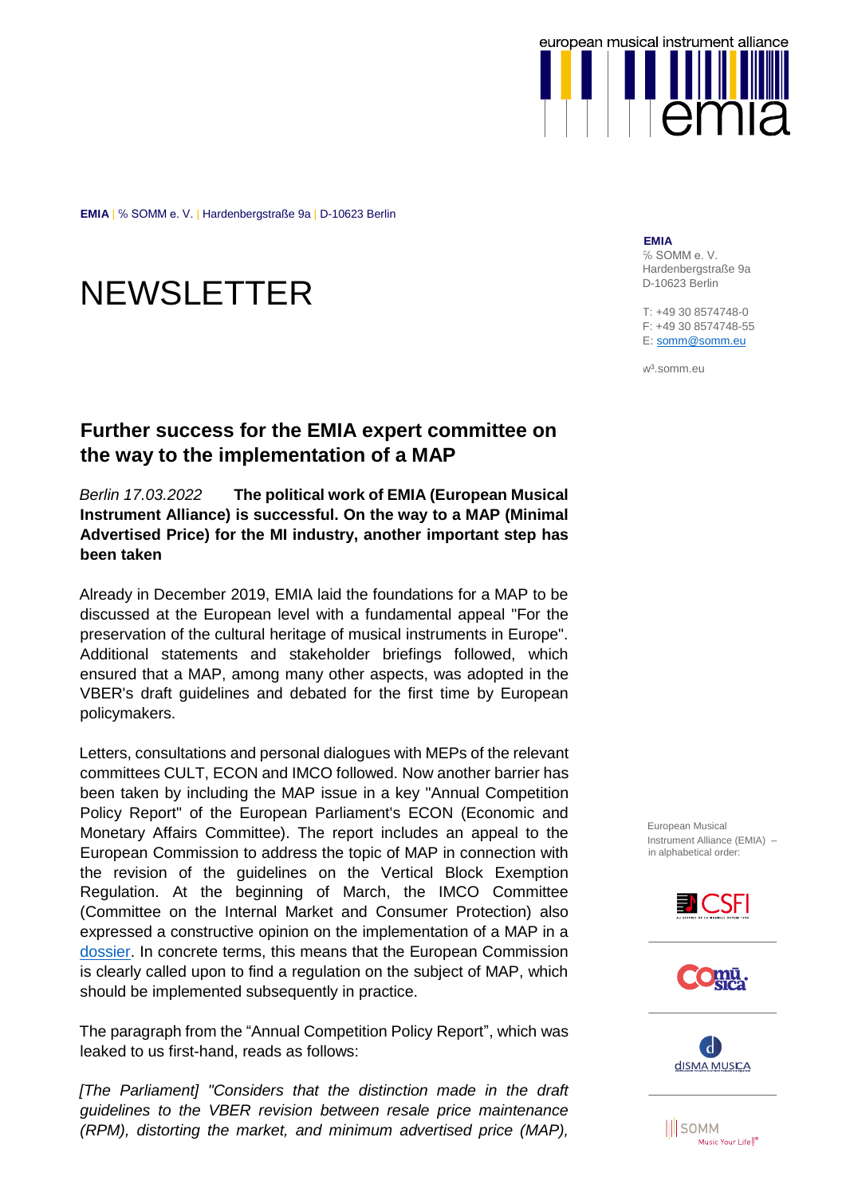european musical instrument alliance

emia

**EMIA** | ℅ SOMM e. V. | Hardenbergstraße 9a | D-10623 Berlin

**EMIA**
℅ SOMM e. V.
Hardenbergstraße 9a
D-10623 Berlin

T: +49 30 8574748-0
F: +49 30 8574748-55
E: somm@somm.eu

w³.somm.eu

# NEWSLETTER

## Further success for the EMIA expert committee on the way to the implementation of a MAP

*Berlin 17.03.2022* **The political work of EMIA (European Musical Instrument Alliance) is successful. On the way to a MAP (Minimal Advertised Price) for the MI industry, another important step has been taken**

Already in December 2019, EMIA laid the foundations for a MAP to be discussed at the European level with a fundamental appeal "For the preservation of the cultural heritage of musical instruments in Europe". Additional statements and stakeholder briefings followed, which ensured that a MAP, among many other aspects, was adopted in the VBER's draft guidelines and debated for the first time by European policymakers.

Letters, consultations and personal dialogues with MEPs of the relevant committees CULT, ECON and IMCO followed. Now another barrier has been taken by including the MAP issue in a key "Annual Competition Policy Report" of the European Parliament's ECON (Economic and Monetary Affairs Committee). The report includes an appeal to the European Commission to address the topic of MAP in connection with the revision of the guidelines on the Vertical Block Exemption Regulation. At the beginning of March, the IMCO Committee (Committee on the Internal Market and Consumer Protection) also expressed a constructive opinion on the implementation of a MAP in a dossier. In concrete terms, this means that the European Commission is clearly called upon to find a regulation on the subject of MAP, which should be implemented subsequently in practice.

The paragraph from the "Annual Competition Policy Report", which was leaked to us first-hand, reads as follows:

*[The Parliament] "Considers that the distinction made in the draft guidelines to the VBER revision between resale price maintenance (RPM), distorting the market, and minimum advertised price (MAP),*

European Musical Instrument Alliance (EMIA) – in alphabetical order:

CSFI

Comusica

dISMA MUSICA

SOMM Music Your Life!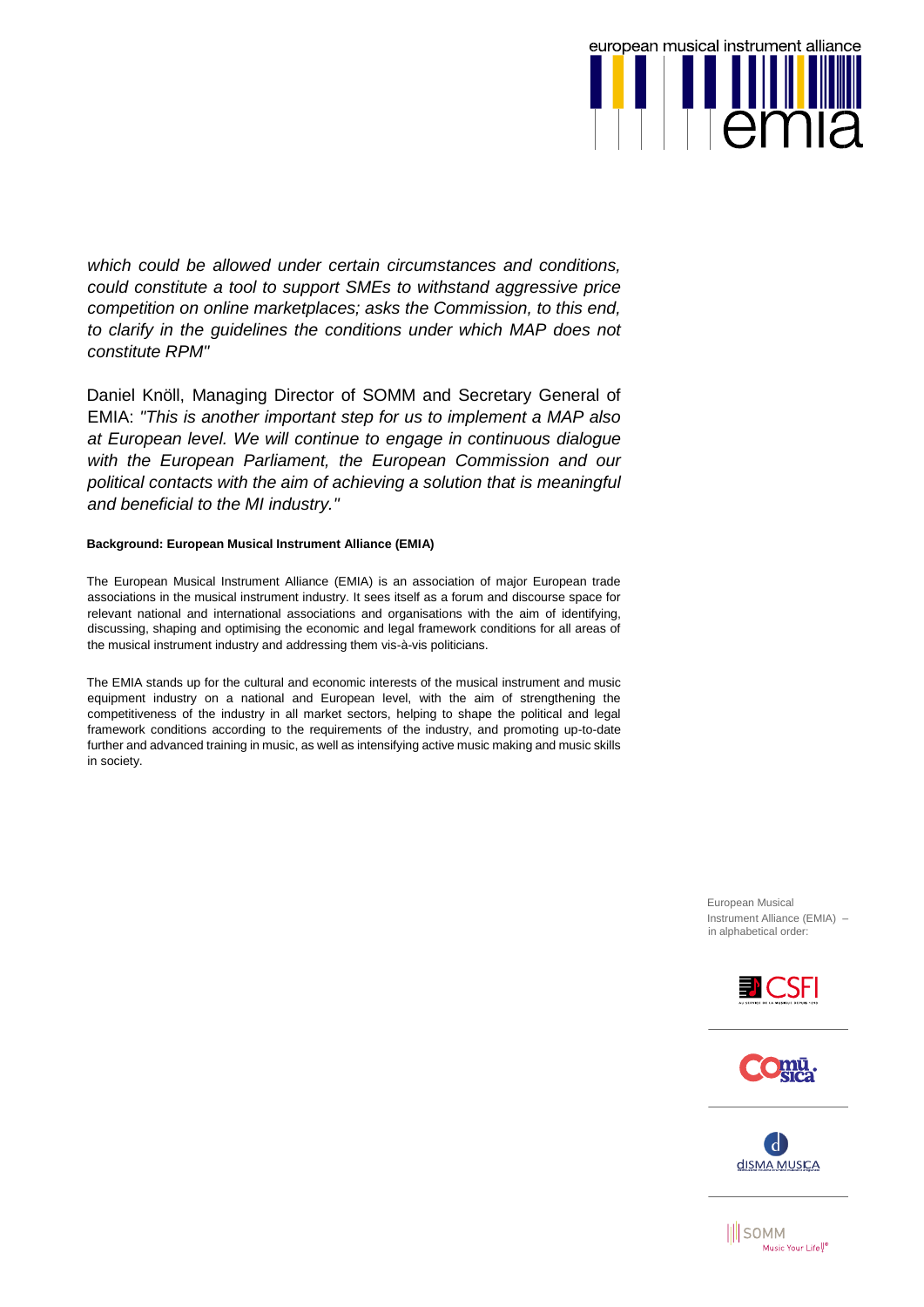*which could be allowed under certain circumstances and conditions, could constitute a tool to support SMEs to withstand aggressive price competition on online marketplaces; asks the Commission, to this end, to clarify in the guidelines the conditions under which MAP does not constitute RPM"*

Daniel Knöll, Managing Director of SOMM and Secretary General of EMIA: *"This is another important step for us to implement a MAP also at European level. We will continue to engage in continuous dialogue with the European Parliament, the European Commission and our political contacts with the aim of achieving a solution that is meaningful and beneficial to the MI industry."*

**Background: European Musical Instrument Alliance (EMIA)**

The European Musical Instrument Alliance (EMIA) is an association of major European trade associations in the musical instrument industry. It sees itself as a forum and discourse space for relevant national and international associations and organisations with the aim of identifying, discussing, shaping and optimising the economic and legal framework conditions for all areas of the musical instrument industry and addressing them vis-à-vis politicians.

The EMIA stands up for the cultural and economic interests of the musical instrument and music equipment industry on a national and European level, with the aim of strengthening the competitiveness of the industry in all market sectors, helping to shape the political and legal framework conditions according to the requirements of the industry, and promoting up-to-date further and advanced training in music, as well as intensifying active music making and music skills in society.

European Musical Instrument Alliance (EMIA) – in alphabetical order:

CSFI

Comusica

dISMA MUSICA

SOMM Music Your Life